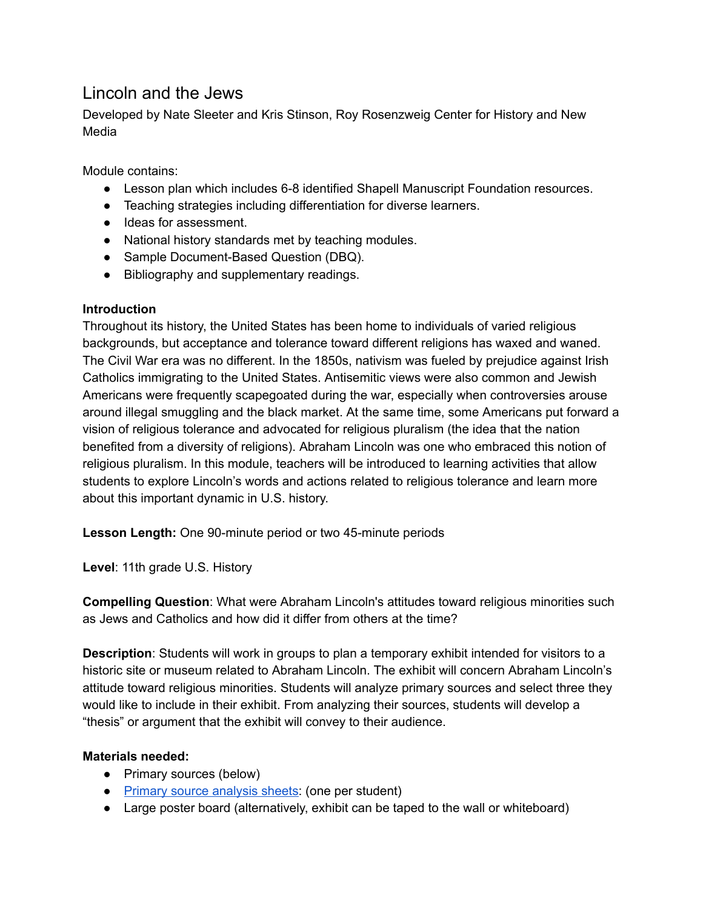# Lincoln and the Jews

Developed by Nate Sleeter and Kris Stinson, Roy Rosenzweig Center for History and New Media

Module contains:

- Lesson plan which includes 6-8 identified Shapell Manuscript Foundation resources.
- Teaching strategies including differentiation for diverse learners.
- Ideas for assessment.
- National history standards met by teaching modules.
- Sample Document-Based Question (DBQ).
- Bibliography and supplementary readings.

**Introduction**

Throughout its history, the United States has been home to individuals of varied religious backgrounds, but acceptance and tolerance toward different religions has waxed and waned. The Civil War era was no different. In the 1850s, nativism was fueled by prejudice against Irish Catholics immigrating to the United States. Antisemitic views were also common and Jewish Americans were frequently scapegoated during the war, especially when controversies arouse around illegal smuggling and the black market. At the same time, some Americans put forward a vision of religious tolerance and advocated for religious pluralism (the idea that the nation benefited from a diversity of religions). Abraham Lincoln was one who embraced this notion of religious pluralism. In this module, teachers will be introduced to learning activities that allow students to explore Lincoln's words and actions related to religious tolerance and learn more about this important dynamic in U.S. history.

**Lesson Length:** One 90-minute period or two 45-minute periods

**Level**: 11th grade U.S. History

**Compelling Question**: What were Abraham Lincoln's attitudes toward religious minorities such as Jews and Catholics and how did it differ from others at the time?

**Description**: Students will work in groups to plan a temporary exhibit intended for visitors to a historic site or museum related to Abraham Lincoln. The exhibit will concern Abraham Lincoln's attitude toward religious minorities. Students will analyze primary sources and select three they would like to include in their exhibit. From analyzing their sources, students will develop a "thesis" or argument that the exhibit will convey to their audience.

**Materials needed:**

- Primary sources (below)
- Primary source analysis sheets: (one per student)
- Large poster board (alternatively, exhibit can be taped to the wall or whiteboard)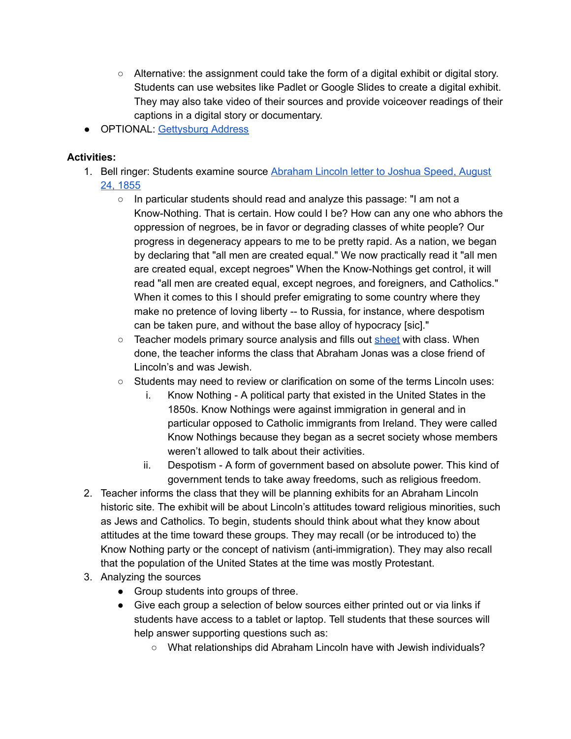- Alternative: the assignment could take the form of a digital exhibit or digital story. Students can use websites like Padlet or Google Slides to create a digital exhibit. They may also take video of their sources and provide voiceover readings of their captions in a digital story or documentary.
- OPTIONAL: Gettysburg Address

**Activities:**

1. Bell ringer: Students examine source Abraham Lincoln letter to Joshua Speed, August 24, 1855
   - In particular students should read and analyze this passage: "I am not a Know-Nothing. That is certain. How could I be? How can any one who abhors the oppression of negroes, be in favor or degrading classes of white people? Our progress in degeneracy appears to me to be pretty rapid. As a nation, we began by declaring that "all men are created equal." We now practically read it "all men are created equal, except negroes" When the Know-Nothings get control, it will read "all men are created equal, except negroes, and foreigners, and Catholics." When it comes to this I should prefer emigrating to some country where they make no pretence of loving liberty -- to Russia, for instance, where despotism can be taken pure, and without the base alloy of hypocracy [sic]."
   - Teacher models primary source analysis and fills out sheet with class. When done, the teacher informs the class that Abraham Jonas was a close friend of Lincoln's and was Jewish.
   - Students may need to review or clarification on some of the terms Lincoln uses:
     i. Know Nothing - A political party that existed in the United States in the 1850s. Know Nothings were against immigration in general and in particular opposed to Catholic immigrants from Ireland. They were called Know Nothings because they began as a secret society whose members weren't allowed to talk about their activities.
     ii. Despotism - A form of government based on absolute power. This kind of government tends to take away freedoms, such as religious freedom.
2. Teacher informs the class that they will be planning exhibits for an Abraham Lincoln historic site. The exhibit will be about Lincoln's attitudes toward religious minorities, such as Jews and Catholics. To begin, students should think about what they know about attitudes at the time toward these groups. They may recall (or be introduced to) the Know Nothing party or the concept of nativism (anti-immigration). They may also recall that the population of the United States at the time was mostly Protestant.
3. Analyzing the sources
   - Group students into groups of three.
   - Give each group a selection of below sources either printed out or via links if students have access to a tablet or laptop. Tell students that these sources will help answer supporting questions such as:
     - What relationships did Abraham Lincoln have with Jewish individuals?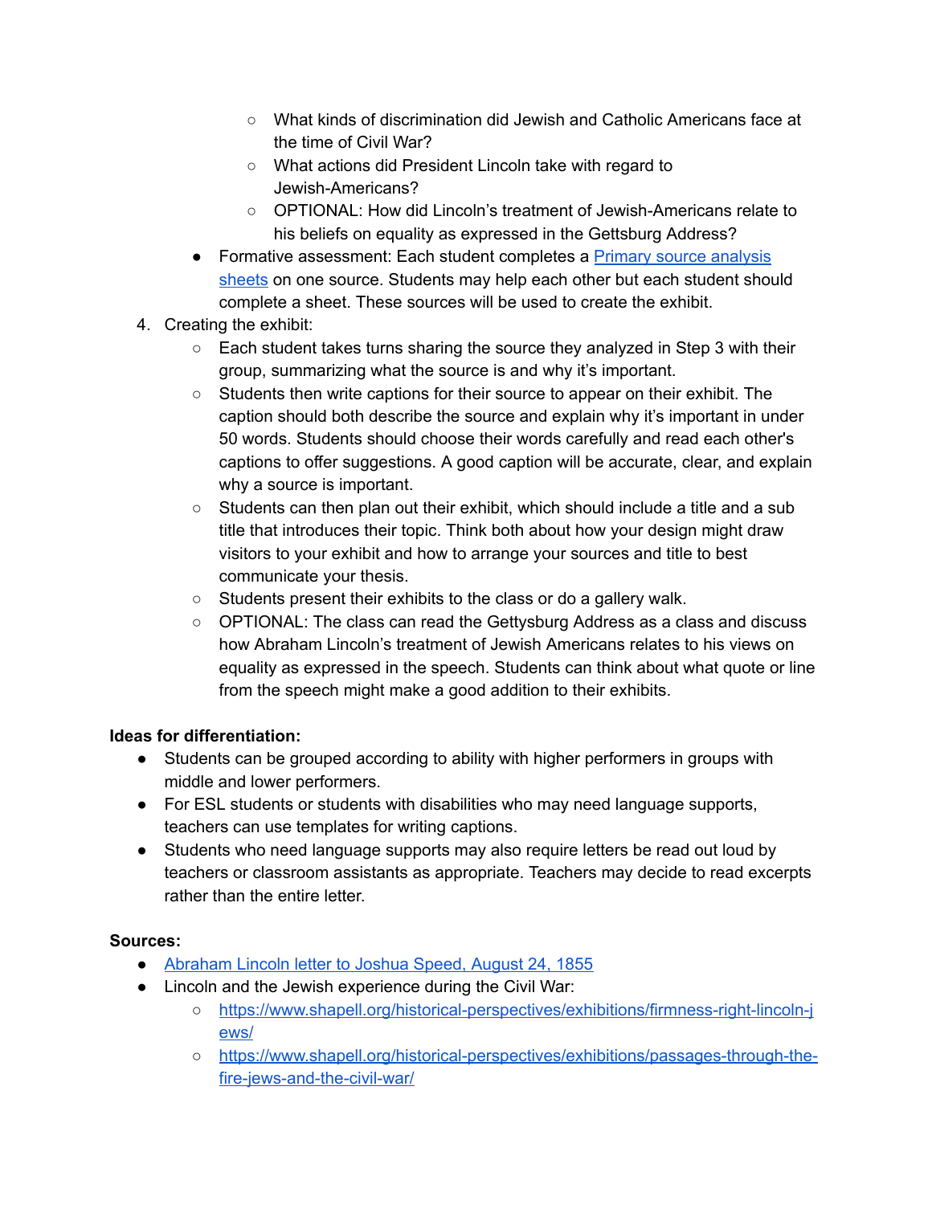- What kinds of discrimination did Jewish and Catholic Americans face at the time of Civil War?
        - What actions did President Lincoln take with regard to Jewish-Americans?
        - OPTIONAL: How did Lincoln's treatment of Jewish-Americans relate to his beliefs on equality as expressed in the Gettsburg Address?
    - Formative assessment: Each student completes a [Primary source analysis sheets]() on one source. Students may help each other but each student should complete a sheet. These sources will be used to create the exhibit.
4. Creating the exhibit:
    - Each student takes turns sharing the source they analyzed in Step 3 with their group, summarizing what the source is and why it's important.
    - Students then write captions for their source to appear on their exhibit. The caption should both describe the source and explain why it's important in under 50 words. Students should choose their words carefully and read each other's captions to offer suggestions. A good caption will be accurate, clear, and explain why a source is important.
    - Students can then plan out their exhibit, which should include a title and a sub title that introduces their topic. Think both about how your design might draw visitors to your exhibit and how to arrange your sources and title to best communicate your thesis.
    - Students present their exhibits to the class or do a gallery walk.
    - OPTIONAL: The class can read the Gettysburg Address as a class and discuss how Abraham Lincoln's treatment of Jewish Americans relates to his views on equality as expressed in the speech. Students can think about what quote or line from the speech might make a good addition to their exhibits.

**Ideas for differentiation:**

- Students can be grouped according to ability with higher performers in groups with middle and lower performers.
- For ESL students or students with disabilities who may need language supports, teachers can use templates for writing captions.
- Students who need language supports may also require letters be read out loud by teachers or classroom assistants as appropriate. Teachers may decide to read excerpts rather than the entire letter.

**Sources:**

- [Abraham Lincoln letter to Joshua Speed, August 24, 1855]()
- Lincoln and the Jewish experience during the Civil War:
    - https://www.shapell.org/historical-perspectives/exhibitions/firmness-right-lincoln-jews/
    - https://www.shapell.org/historical-perspectives/exhibitions/passages-through-the-fire-jews-and-the-civil-war/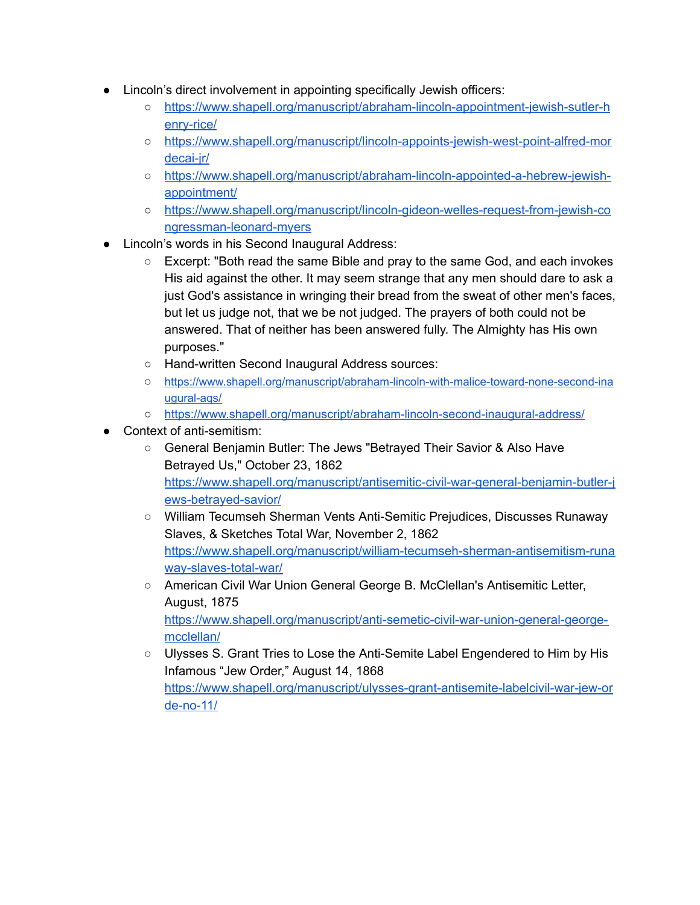- Lincoln's direct involvement in appointing specifically Jewish officers:
  - https://www.shapell.org/manuscript/abraham-lincoln-appointment-jewish-sutler-henry-rice/
  - https://www.shapell.org/manuscript/lincoln-appoints-jewish-west-point-alfred-mordecai-jr/
  - https://www.shapell.org/manuscript/abraham-lincoln-appointed-a-hebrew-jewish-appointment/
  - https://www.shapell.org/manuscript/lincoln-gideon-welles-request-from-jewish-congressman-leonard-myers
- Lincoln's words in his Second Inaugural Address:
  - Excerpt: "Both read the same Bible and pray to the same God, and each invokes His aid against the other. It may seem strange that any men should dare to ask a just God's assistance in wringing their bread from the sweat of other men's faces, but let us judge not, that we be not judged. The prayers of both could not be answered. That of neither has been answered fully. The Almighty has His own purposes."
  - Hand-written Second Inaugural Address sources:
  - https://www.shapell.org/manuscript/abraham-lincoln-with-malice-toward-none-second-inaugural-aqs/
  - https://www.shapell.org/manuscript/abraham-lincoln-second-inaugural-address/
- Context of anti-semitism:
  - General Benjamin Butler: The Jews "Betrayed Their Savior & Also Have Betrayed Us," October 23, 1862 https://www.shapell.org/manuscript/antisemitic-civil-war-general-benjamin-butler-jews-betrayed-savior/
  - William Tecumseh Sherman Vents Anti-Semitic Prejudices, Discusses Runaway Slaves, & Sketches Total War, November 2, 1862 https://www.shapell.org/manuscript/william-tecumseh-sherman-antisemitism-runaway-slaves-total-war/
  - American Civil War Union General George B. McClellan's Antisemitic Letter, August, 1875 https://www.shapell.org/manuscript/anti-semetic-civil-war-union-general-george-mcclellan/
  - Ulysses S. Grant Tries to Lose the Anti-Semite Label Engendered to Him by His Infamous "Jew Order," August 14, 1868 https://www.shapell.org/manuscript/ulysses-grant-antisemite-labelcivil-war-jew-orde-no-11/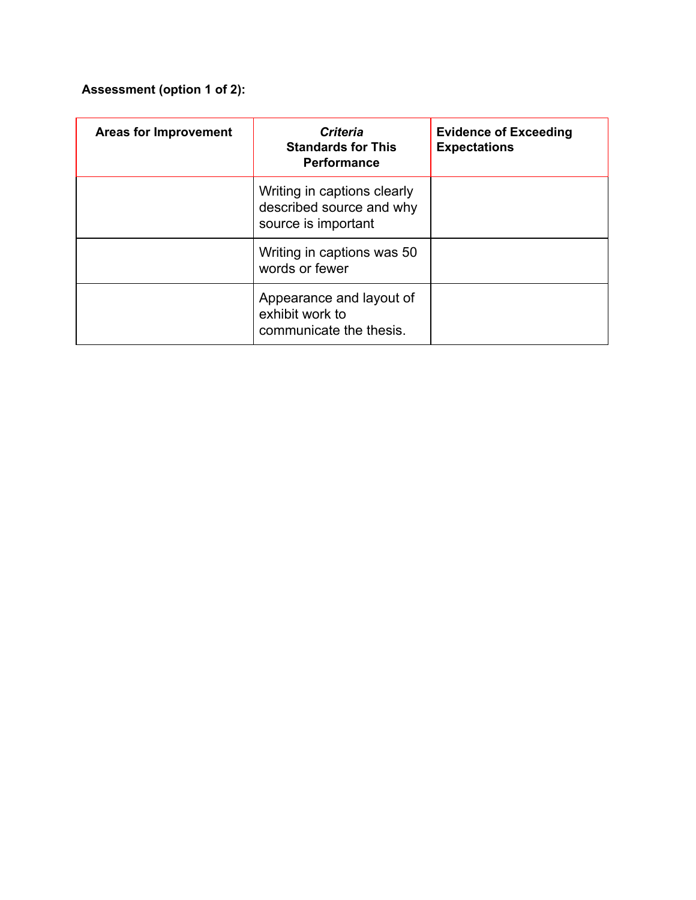**Assessment (option 1 of 2):**

| Areas for Improvement | ***Criteria*** **Standards for This Performance** | **Evidence of Exceeding Expectations** |
|---|---|---|
| | Writing in captions clearly described source and why source is important | |
| | Writing in captions was 50 words or fewer | |
| | Appearance and layout of exhibit work to communicate the thesis. | |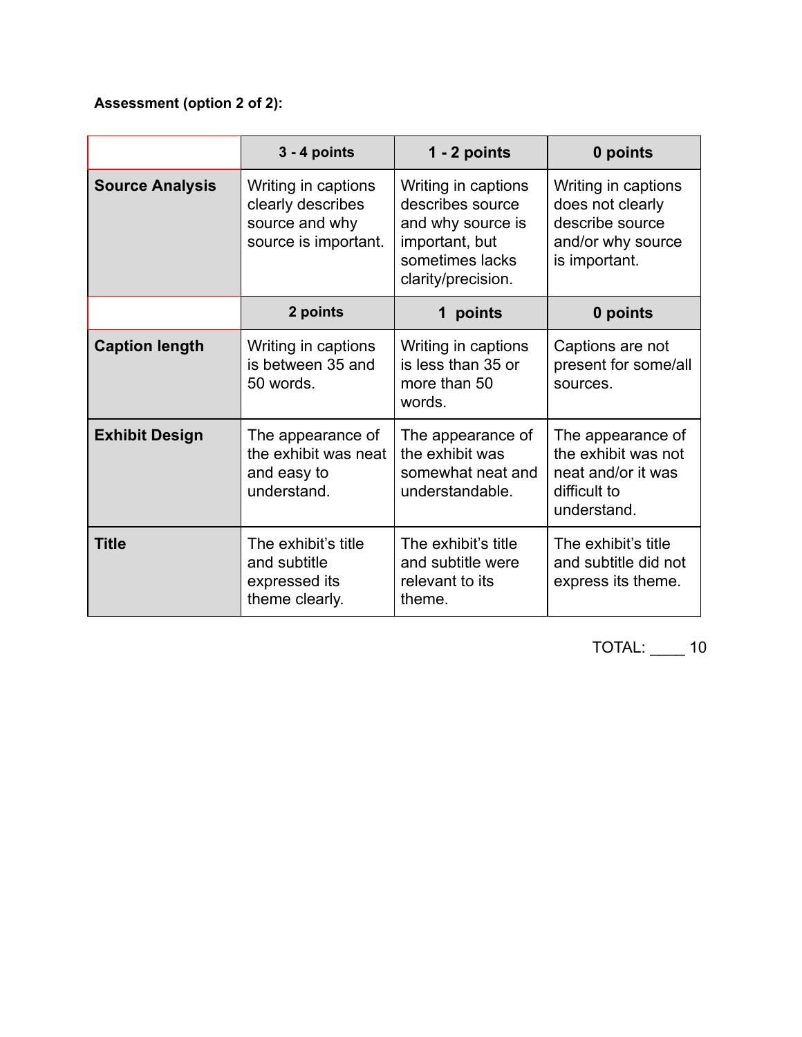**Assessment (option 2 of 2):**

| | 3 - 4 points | 1 - 2 points | 0 points |
|---|---|---|---|
| **Source Analysis** | Writing in captions clearly describes source and why source is important. | Writing in captions describes source and why source is important, but sometimes lacks clarity/precision. | Writing in captions does not clearly describe source and/or why source is important. |
| | **2 points** | **1 points** | **0 points** |
| **Caption length** | Writing in captions is between 35 and 50 words. | Writing in captions is less than 35 or more than 50 words. | Captions are not present for some/all sources. |
| **Exhibit Design** | The appearance of the exhibit was neat and easy to understand. | The appearance of the exhibit was somewhat neat and understandable. | The appearance of the exhibit was not neat and/or it was difficult to understand. |
| **Title** | The exhibit's title and subtitle expressed its theme clearly. | The exhibit's title and subtitle were relevant to its theme. | The exhibit's title and subtitle did not express its theme. |

TOTAL: ____ 10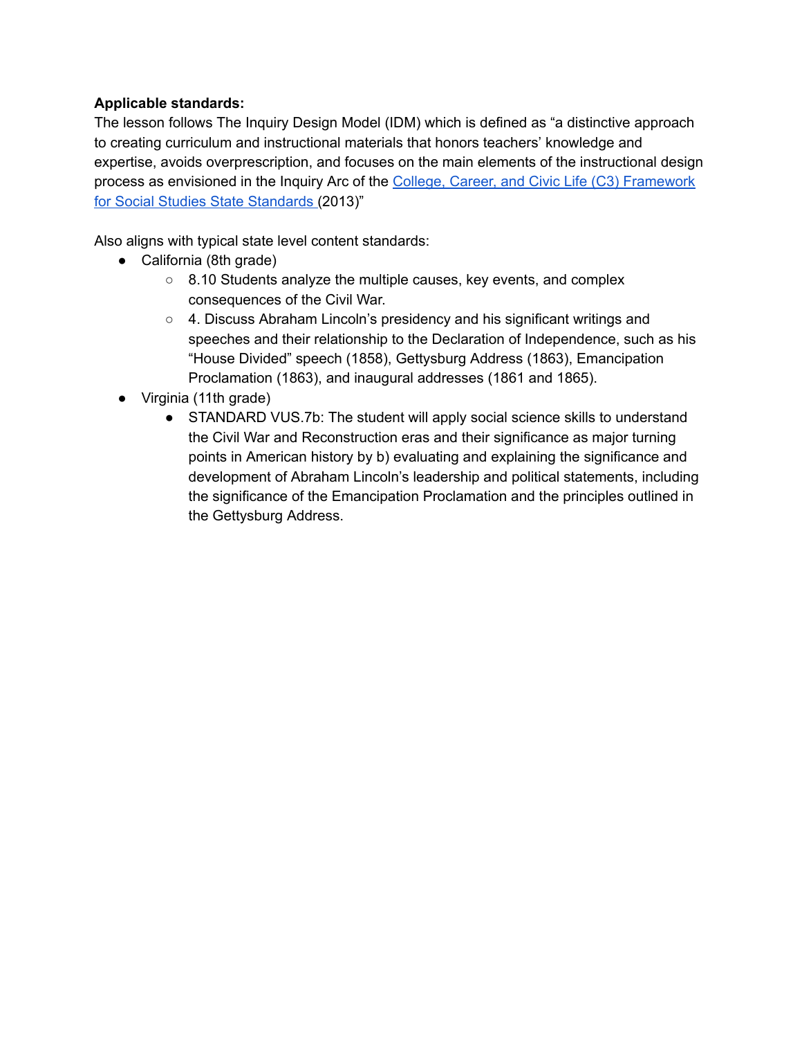**Applicable standards:**

The lesson follows The Inquiry Design Model (IDM) which is defined as "a distinctive approach to creating curriculum and instructional materials that honors teachers' knowledge and expertise, avoids overprescription, and focuses on the main elements of the instructional design process as envisioned in the Inquiry Arc of the [College, Career, and Civic Life (C3) Framework for Social Studies State Standards ](#)(2013)"

Also aligns with typical state level content standards:

- California (8th grade)
  - 8.10 Students analyze the multiple causes, key events, and complex consequences of the Civil War.
  - 4. Discuss Abraham Lincoln's presidency and his significant writings and speeches and their relationship to the Declaration of Independence, such as his "House Divided" speech (1858), Gettysburg Address (1863), Emancipation Proclamation (1863), and inaugural addresses (1861 and 1865).
- Virginia (11th grade)
  - STANDARD VUS.7b: The student will apply social science skills to understand the Civil War and Reconstruction eras and their significance as major turning points in American history by b) evaluating and explaining the significance and development of Abraham Lincoln's leadership and political statements, including the significance of the Emancipation Proclamation and the principles outlined in the Gettysburg Address.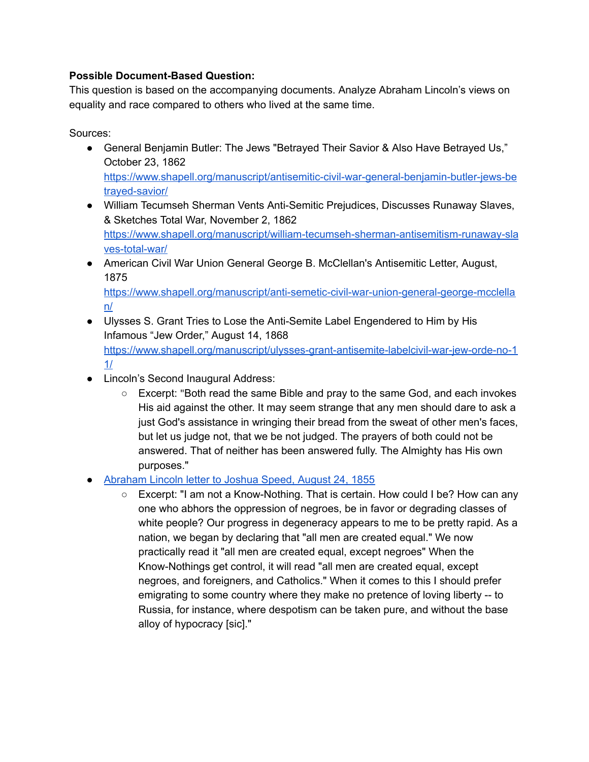**Possible Document-Based Question:**
This question is based on the accompanying documents. Analyze Abraham Lincoln's views on equality and race compared to others who lived at the same time.

Sources:

- General Benjamin Butler: The Jews "Betrayed Their Savior & Also Have Betrayed Us," October 23, 1862
  https://www.shapell.org/manuscript/antisemitic-civil-war-general-benjamin-butler-jews-betrayed-savior/
- William Tecumseh Sherman Vents Anti-Semitic Prejudices, Discusses Runaway Slaves, & Sketches Total War, November 2, 1862
  https://www.shapell.org/manuscript/william-tecumseh-sherman-antisemitism-runaway-slaves-total-war/
- American Civil War Union General George B. McClellan's Antisemitic Letter, August, 1875
  https://www.shapell.org/manuscript/anti-semetic-civil-war-union-general-george-mcclellan/
- Ulysses S. Grant Tries to Lose the Anti-Semite Label Engendered to Him by His Infamous "Jew Order," August 14, 1868
  https://www.shapell.org/manuscript/ulysses-grant-antisemite-labelcivil-war-jew-orde-no-11/
- Lincoln's Second Inaugural Address:
  - Excerpt: "Both read the same Bible and pray to the same God, and each invokes His aid against the other. It may seem strange that any men should dare to ask a just God's assistance in wringing their bread from the sweat of other men's faces, but let us judge not, that we be not judged. The prayers of both could not be answered. That of neither has been answered fully. The Almighty has His own purposes."
- Abraham Lincoln letter to Joshua Speed, August 24, 1855
  - Excerpt: "I am not a Know-Nothing. That is certain. How could I be? How can any one who abhors the oppression of negroes, be in favor or degrading classes of white people? Our progress in degeneracy appears to me to be pretty rapid. As a nation, we began by declaring that "all men are created equal." We now practically read it "all men are created equal, except negroes" When the Know-Nothings get control, it will read "all men are created equal, except negroes, and foreigners, and Catholics." When it comes to this I should prefer emigrating to some country where they make no pretence of loving liberty -- to Russia, for instance, where despotism can be taken pure, and without the base alloy of hypocracy [sic]."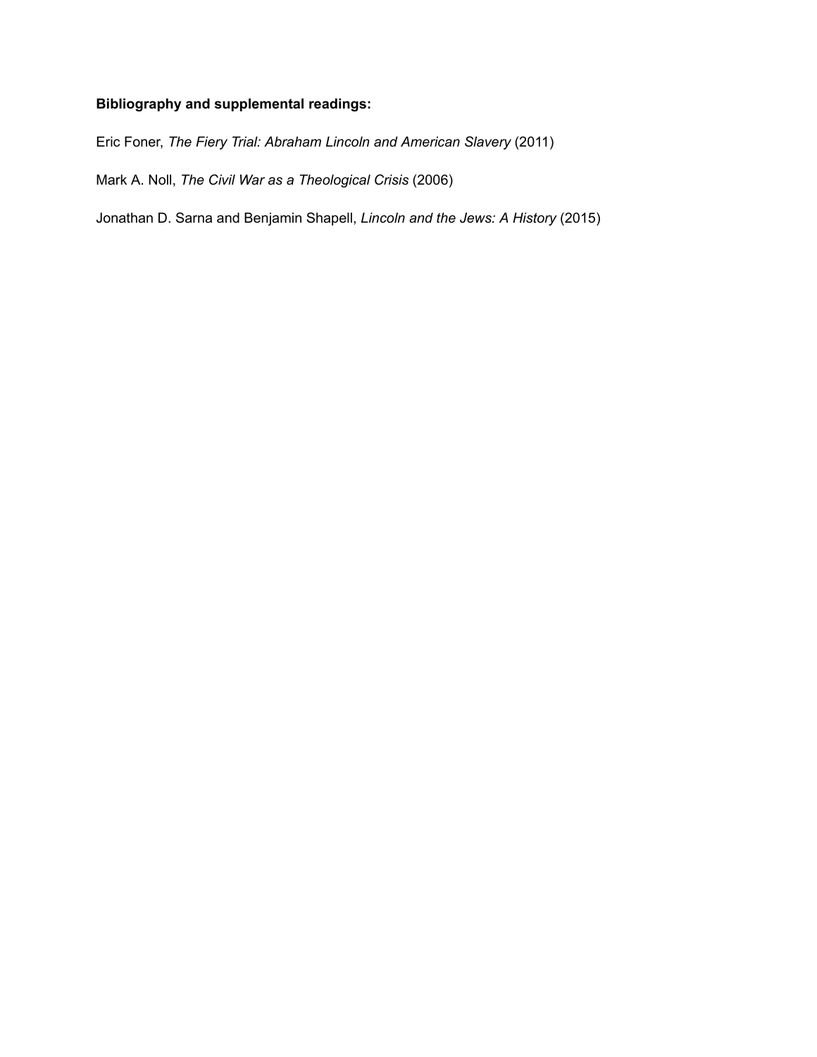**Bibliography and supplemental readings:**

Eric Foner, *The Fiery Trial: Abraham Lincoln and American Slavery* (2011)

Mark A. Noll, *The Civil War as a Theological Crisis* (2006)

Jonathan D. Sarna and Benjamin Shapell, *Lincoln and the Jews: A History* (2015)